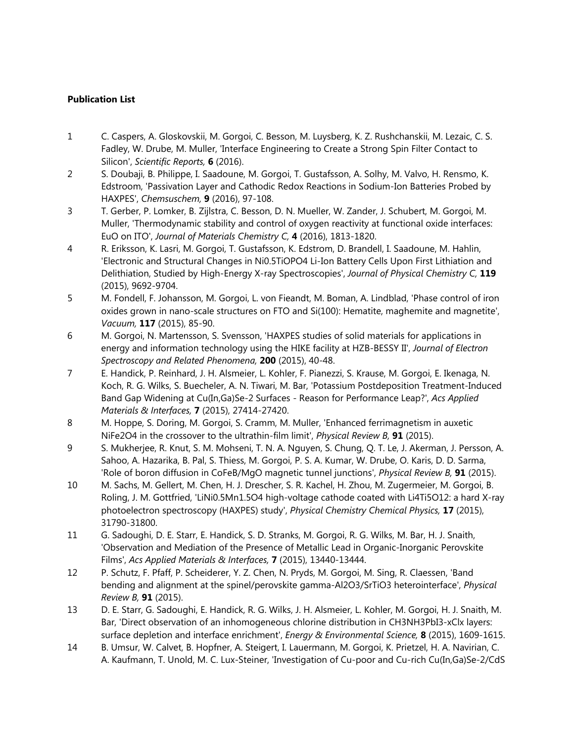**Publication List**

1. C. Caspers, A. Gloskovskii, M. Gorgoi, C. Besson, M. Luysberg, K. Z. Rushchanskii, M. Lezaic, C. S. Fadley, W. Drube, M. Muller, 'Interface Engineering to Create a Strong Spin Filter Contact to Silicon', *Scientific Reports,* **6** (2016).
2. S. Doubaji, B. Philippe, I. Saadoune, M. Gorgoi, T. Gustafsson, A. Solhy, M. Valvo, H. Rensmo, K. Edstroom, 'Passivation Layer and Cathodic Redox Reactions in Sodium-Ion Batteries Probed by HAXPES', *Chemsuschem,* **9** (2016), 97-108.
3. T. Gerber, P. Lomker, B. Zijlstra, C. Besson, D. N. Mueller, W. Zander, J. Schubert, M. Gorgoi, M. Muller, 'Thermodynamic stability and control of oxygen reactivity at functional oxide interfaces: EuO on ITO', *Journal of Materials Chemistry C,* **4** (2016), 1813-1820.
4. R. Eriksson, K. Lasri, M. Gorgoi, T. Gustafsson, K. Edstrom, D. Brandell, I. Saadoune, M. Hahlin, 'Electronic and Structural Changes in $Ni_{0.5}TiOPO_4$ Li-Ion Battery Cells Upon First Lithiation and Delithiation, Studied by High-Energy X-ray Spectroscopies', *Journal of Physical Chemistry C,* **119** (2015), 9692-9704.
5. M. Fondell, F. Johansson, M. Gorgoi, L. von Fieandt, M. Boman, A. Lindblad, 'Phase control of iron oxides grown in nano-scale structures on FTO and Si(100): Hematite, maghemite and magnetite', *Vacuum,* **117** (2015), 85-90.
6. M. Gorgoi, N. Martensson, S. Svensson, 'HAXPES studies of solid materials for applications in energy and information technology using the HIKE facility at HZB-BESSY II', *Journal of Electron Spectroscopy and Related Phenomena,* **200** (2015), 40-48.
7. E. Handick, P. Reinhard, J. H. Alsmeier, L. Kohler, F. Pianezzi, S. Krause, M. Gorgoi, E. Ikenaga, N. Koch, R. G. Wilks, S. Buecheler, A. N. Tiwari, M. Bar, 'Potassium Postdeposition Treatment-Induced Band Gap Widening at Cu(In,Ga)Se-2 Surfaces - Reason for Performance Leap?', *Acs Applied Materials & Interfaces,* **7** (2015), 27414-27420.
8. M. Hoppe, S. Doring, M. Gorgoi, S. Cramm, M. Muller, 'Enhanced ferrimagnetism in auxetic $NiFe_2O_4$ in the crossover to the ultrathin-film limit', *Physical Review B,* **91** (2015).
9. S. Mukherjee, R. Knut, S. M. Mohseni, T. N. A. Nguyen, S. Chung, Q. T. Le, J. Akerman, J. Persson, A. Sahoo, A. Hazarika, B. Pal, S. Thiess, M. Gorgoi, P. S. A. Kumar, W. Drube, O. Karis, D. D. Sarma, 'Role of boron diffusion in CoFeB/MgO magnetic tunnel junctions', *Physical Review B,* **91** (2015).
10. M. Sachs, M. Gellert, M. Chen, H. J. Drescher, S. R. Kachel, H. Zhou, M. Zugermeier, M. Gorgoi, B. Roling, J. M. Gottfried, '$LiNi_{0.5}Mn_{1.5}O_4$ high-voltage cathode coated with $Li_4Ti_5O_{12}$: a hard X-ray photoelectron spectroscopy (HAXPES) study', *Physical Chemistry Chemical Physics,* **17** (2015), 31790-31800.
11. G. Sadoughi, D. E. Starr, E. Handick, S. D. Stranks, M. Gorgoi, R. G. Wilks, M. Bar, H. J. Snaith, 'Observation and Mediation of the Presence of Metallic Lead in Organic-Inorganic Perovskite Films', *Acs Applied Materials & Interfaces,* **7** (2015), 13440-13444.
12. P. Schutz, F. Pfaff, P. Scheiderer, Y. Z. Chen, N. Pryds, M. Gorgoi, M. Sing, R. Claessen, 'Band bending and alignment at the spinel/perovskite gamma-$Al_2O_3/SrTiO_3$ heterointerface', *Physical Review B,* **91** (2015).
13. D. E. Starr, G. Sadoughi, E. Handick, R. G. Wilks, J. H. Alsmeier, L. Kohler, M. Gorgoi, H. J. Snaith, M. Bar, 'Direct observation of an inhomogeneous chlorine distribution in $CH_3NH_3PbI_{3-x}Cl_x$ layers: surface depletion and interface enrichment', *Energy & Environmental Science,* **8** (2015), 1609-1615.
14. B. Umsur, W. Calvet, B. Hopfner, A. Steigert, I. Lauermann, M. Gorgoi, K. Prietzel, H. A. Navirian, C. A. Kaufmann, T. Unold, M. C. Lux-Steiner, 'Investigation of Cu-poor and Cu-rich Cu(In,Ga)Se-2/CdS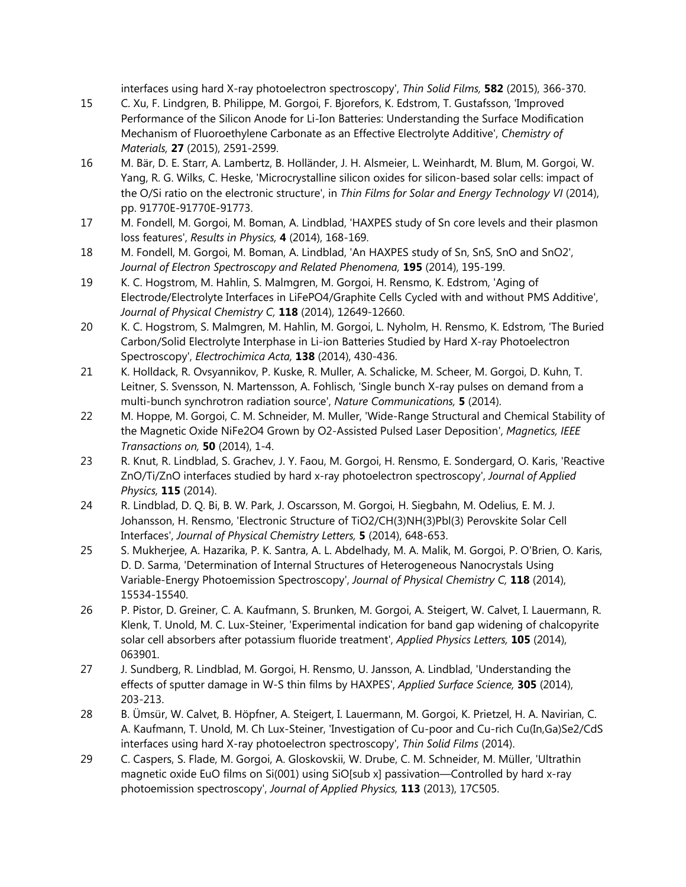interfaces using hard X-ray photoelectron spectroscopy', *Thin Solid Films,* **582** (2015), 366-370.

15. C. Xu, F. Lindgren, B. Philippe, M. Gorgoi, F. Bjorefors, K. Edstrom, T. Gustafsson, 'Improved Performance of the Silicon Anode for Li-Ion Batteries: Understanding the Surface Modification Mechanism of Fluoroethylene Carbonate as an Effective Electrolyte Additive', *Chemistry of Materials,* **27** (2015), 2591-2599.
16. M. Bär, D. E. Starr, A. Lambertz, B. Holländer, J. H. Alsmeier, L. Weinhardt, M. Blum, M. Gorgoi, W. Yang, R. G. Wilks, C. Heske, 'Microcrystalline silicon oxides for silicon-based solar cells: impact of the O/Si ratio on the electronic structure', in *Thin Films for Solar and Energy Technology VI* (2014), pp. 91770E-91770E-91773.
17. M. Fondell, M. Gorgoi, M. Boman, A. Lindblad, 'HAXPES study of Sn core levels and their plasmon loss features', *Results in Physics,* **4** (2014), 168-169.
18. M. Fondell, M. Gorgoi, M. Boman, A. Lindblad, 'An HAXPES study of Sn, SnS, SnO and SnO2', *Journal of Electron Spectroscopy and Related Phenomena,* **195** (2014), 195-199.
19. K. C. Hogstrom, M. Hahlin, S. Malmgren, M. Gorgoi, H. Rensmo, K. Edstrom, 'Aging of Electrode/Electrolyte Interfaces in LiFePO4/Graphite Cells Cycled with and without PMS Additive', *Journal of Physical Chemistry C,* **118** (2014), 12649-12660.
20. K. C. Hogstrom, S. Malmgren, M. Hahlin, M. Gorgoi, L. Nyholm, H. Rensmo, K. Edstrom, 'The Buried Carbon/Solid Electrolyte Interphase in Li-ion Batteries Studied by Hard X-ray Photoelectron Spectroscopy', *Electrochimica Acta,* **138** (2014), 430-436.
21. K. Holldack, R. Ovsyannikov, P. Kuske, R. Muller, A. Schalicke, M. Scheer, M. Gorgoi, D. Kuhn, T. Leitner, S. Svensson, N. Martensson, A. Fohlisch, 'Single bunch X-ray pulses on demand from a multi-bunch synchrotron radiation source', *Nature Communications,* **5** (2014).
22. M. Hoppe, M. Gorgoi, C. M. Schneider, M. Muller, 'Wide-Range Structural and Chemical Stability of the Magnetic Oxide NiFe2O4 Grown by O2-Assisted Pulsed Laser Deposition', *Magnetics, IEEE Transactions on,* **50** (2014), 1-4.
23. R. Knut, R. Lindblad, S. Grachev, J. Y. Faou, M. Gorgoi, H. Rensmo, E. Sondergard, O. Karis, 'Reactive ZnO/Ti/ZnO interfaces studied by hard x-ray photoelectron spectroscopy', *Journal of Applied Physics,* **115** (2014).
24. R. Lindblad, D. Q. Bi, B. W. Park, J. Oscarsson, M. Gorgoi, H. Siegbahn, M. Odelius, E. M. J. Johansson, H. Rensmo, 'Electronic Structure of TiO2/CH(3)NH(3)PbI(3) Perovskite Solar Cell Interfaces', *Journal of Physical Chemistry Letters,* **5** (2014), 648-653.
25. S. Mukherjee, A. Hazarika, P. K. Santra, A. L. Abdelhady, M. A. Malik, M. Gorgoi, P. O'Brien, O. Karis, D. D. Sarma, 'Determination of Internal Structures of Heterogeneous Nanocrystals Using Variable-Energy Photoemission Spectroscopy', *Journal of Physical Chemistry C,* **118** (2014), 15534-15540.
26. P. Pistor, D. Greiner, C. A. Kaufmann, S. Brunken, M. Gorgoi, A. Steigert, W. Calvet, I. Lauermann, R. Klenk, T. Unold, M. C. Lux-Steiner, 'Experimental indication for band gap widening of chalcopyrite solar cell absorbers after potassium fluoride treatment', *Applied Physics Letters,* **105** (2014), 063901.
27. J. Sundberg, R. Lindblad, M. Gorgoi, H. Rensmo, U. Jansson, A. Lindblad, 'Understanding the effects of sputter damage in W-S thin films by HAXPES', *Applied Surface Science,* **305** (2014), 203-213.
28. B. Ümsür, W. Calvet, B. Höpfner, A. Steigert, I. Lauermann, M. Gorgoi, K. Prietzel, H. A. Navirian, C. A. Kaufmann, T. Unold, M. Ch Lux-Steiner, 'Investigation of Cu-poor and Cu-rich Cu(In,Ga)Se2/CdS interfaces using hard X-ray photoelectron spectroscopy', *Thin Solid Films* (2014).
29. C. Caspers, S. Flade, M. Gorgoi, A. Gloskovskii, W. Drube, C. M. Schneider, M. Müller, 'Ultrathin magnetic oxide EuO films on Si(001) using SiO[sub x] passivation—Controlled by hard x-ray photoemission spectroscopy', *Journal of Applied Physics,* **113** (2013), 17C505.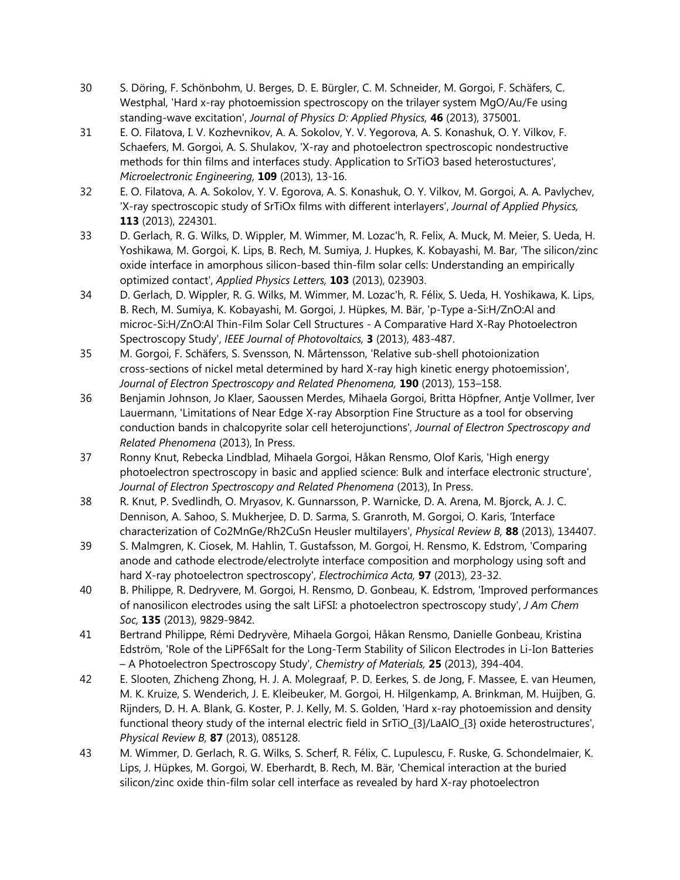30 S. Döring, F. Schönbohm, U. Berges, D. E. Bürgler, C. M. Schneider, M. Gorgoi, F. Schäfers, C. Westphal, 'Hard x-ray photoemission spectroscopy on the trilayer system MgO/Au/Fe using standing-wave excitation', *Journal of Physics D: Applied Physics,* **46** (2013), 375001.

31 E. O. Filatova, I. V. Kozhevnikov, A. A. Sokolov, Y. V. Yegorova, A. S. Konashuk, O. Y. Vilkov, F. Schaefers, M. Gorgoi, A. S. Shulakov, 'X-ray and photoelectron spectroscopic nondestructive methods for thin films and interfaces study. Application to SrTiO3 based heterostuctures', *Microelectronic Engineering,* **109** (2013), 13-16.

32 E. O. Filatova, A. A. Sokolov, Y. V. Egorova, A. S. Konashuk, O. Y. Vilkov, M. Gorgoi, A. A. Pavlychev, 'X-ray spectroscopic study of SrTiOx films with different interlayers', *Journal of Applied Physics,* **113** (2013), 224301.

33 D. Gerlach, R. G. Wilks, D. Wippler, M. Wimmer, M. Lozac'h, R. Felix, A. Muck, M. Meier, S. Ueda, H. Yoshikawa, M. Gorgoi, K. Lips, B. Rech, M. Sumiya, J. Hupkes, K. Kobayashi, M. Bar, 'The silicon/zinc oxide interface in amorphous silicon-based thin-film solar cells: Understanding an empirically optimized contact', *Applied Physics Letters,* **103** (2013), 023903.

34 D. Gerlach, D. Wippler, R. G. Wilks, M. Wimmer, M. Lozac'h, R. Félix, S. Ueda, H. Yoshikawa, K. Lips, B. Rech, M. Sumiya, K. Kobayashi, M. Gorgoi, J. Hüpkes, M. Bär, 'p-Type a-Si:H/ZnO:Al and microc-Si:H/ZnO:Al Thin-Film Solar Cell Structures - A Comparative Hard X-Ray Photoelectron Spectroscopy Study', *IEEE Journal of Photovoltaics,* **3** (2013), 483-487.

35 M. Gorgoi, F. Schäfers, S. Svensson, N. Mårtensson, 'Relative sub-shell photoionization cross-sections of nickel metal determined by hard X-ray high kinetic energy photoemission', *Journal of Electron Spectroscopy and Related Phenomena,* **190** (2013), 153–158.

36 Benjamin Johnson, Jo Klaer, Saoussen Merdes, Mihaela Gorgoi, Britta Höpfner, Antje Vollmer, Iver Lauermann, 'Limitations of Near Edge X-ray Absorption Fine Structure as a tool for observing conduction bands in chalcopyrite solar cell heterojunctions', *Journal of Electron Spectroscopy and Related Phenomena* (2013), In Press.

37 Ronny Knut, Rebecka Lindblad, Mihaela Gorgoi, Håkan Rensmo, Olof Karis, 'High energy photoelectron spectroscopy in basic and applied science: Bulk and interface electronic structure', *Journal of Electron Spectroscopy and Related Phenomena* (2013), In Press.

38 R. Knut, P. Svedlindh, O. Mryasov, K. Gunnarsson, P. Warnicke, D. A. Arena, M. Bjorck, A. J. C. Dennison, A. Sahoo, S. Mukherjee, D. D. Sarma, S. Granroth, M. Gorgoi, O. Karis, 'Interface characterization of Co2MnGe/Rh2CuSn Heusler multilayers', *Physical Review B,* **88** (2013), 134407.

39 S. Malmgren, K. Ciosek, M. Hahlin, T. Gustafsson, M. Gorgoi, H. Rensmo, K. Edstrom, 'Comparing anode and cathode electrode/electrolyte interface composition and morphology using soft and hard X-ray photoelectron spectroscopy', *Electrochimica Acta,* **97** (2013), 23-32.

40 B. Philippe, R. Dedryvere, M. Gorgoi, H. Rensmo, D. Gonbeau, K. Edstrom, 'Improved performances of nanosilicon electrodes using the salt LiFSI: a photoelectron spectroscopy study', *J Am Chem Soc,* **135** (2013), 9829-9842.

41 Bertrand Philippe, Rémi Dedryvère, Mihaela Gorgoi, Håkan Rensmo, Danielle Gonbeau, Kristina Edström, 'Role of the LiPF6Salt for the Long-Term Stability of Silicon Electrodes in Li-Ion Batteries – A Photoelectron Spectroscopy Study', *Chemistry of Materials,* **25** (2013), 394-404.

42 E. Slooten, Zhicheng Zhong, H. J. A. Molegraaf, P. D. Eerkes, S. de Jong, F. Massee, E. van Heumen, M. K. Kruize, S. Wenderich, J. E. Kleibeuker, M. Gorgoi, H. Hilgenkamp, A. Brinkman, M. Huijben, G. Rijnders, D. H. A. Blank, G. Koster, P. J. Kelly, M. S. Golden, 'Hard x-ray photoemission and density functional theory study of the internal electric field in SrTiO_{3}/LaAlO_{3} oxide heterostructures', *Physical Review B,* **87** (2013), 085128.

43 M. Wimmer, D. Gerlach, R. G. Wilks, S. Scherf, R. Félix, C. Lupulescu, F. Ruske, G. Schondelmaier, K. Lips, J. Hüpkes, M. Gorgoi, W. Eberhardt, B. Rech, M. Bär, 'Chemical interaction at the buried silicon/zinc oxide thin-film solar cell interface as revealed by hard X-ray photoelectron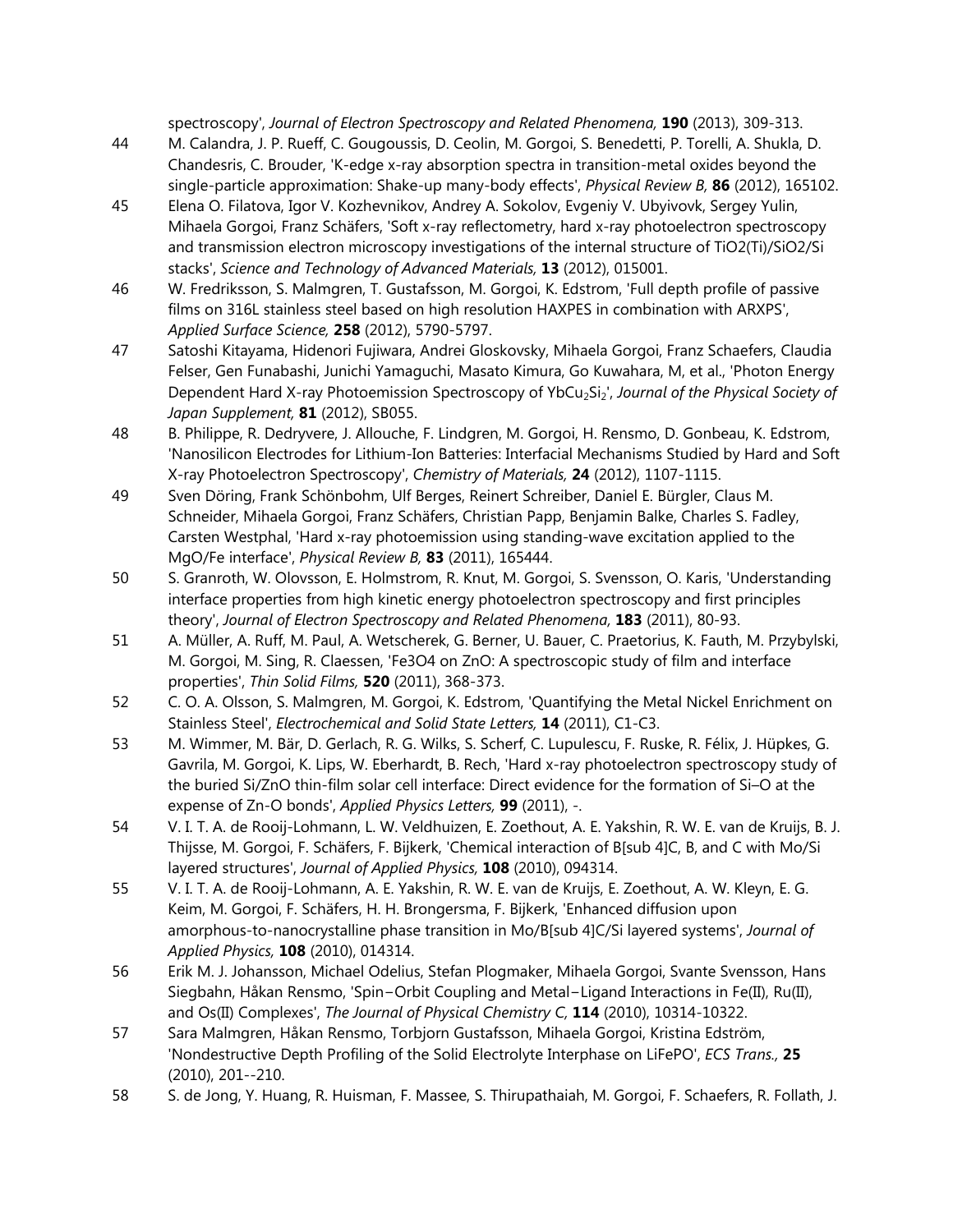spectroscopy', *Journal of Electron Spectroscopy and Related Phenomena,* **190** (2013), 309-313.

44 M. Calandra, J. P. Rueff, C. Gougoussis, D. Ceolin, M. Gorgoi, S. Benedetti, P. Torelli, A. Shukla, D. Chandesris, C. Brouder, 'K-edge x-ray absorption spectra in transition-metal oxides beyond the single-particle approximation: Shake-up many-body effects', *Physical Review B,* **86** (2012), 165102.

45 Elena O. Filatova, Igor V. Kozhevnikov, Andrey A. Sokolov, Evgeniy V. Ubyivovk, Sergey Yulin, Mihaela Gorgoi, Franz Schäfers, 'Soft x-ray reflectometry, hard x-ray photoelectron spectroscopy and transmission electron microscopy investigations of the internal structure of TiO2(Ti)/SiO2/Si stacks', *Science and Technology of Advanced Materials,* **13** (2012), 015001.

46 W. Fredriksson, S. Malmgren, T. Gustafsson, M. Gorgoi, K. Edstrom, 'Full depth profile of passive films on 316L stainless steel based on high resolution HAXPES in combination with ARXPS', *Applied Surface Science,* **258** (2012), 5790-5797.

47 Satoshi Kitayama, Hidenori Fujiwara, Andrei Gloskovsky, Mihaela Gorgoi, Franz Schaefers, Claudia Felser, Gen Funabashi, Junichi Yamaguchi, Masato Kimura, Go Kuwahara, M, et al., 'Photon Energy Dependent Hard X-ray Photoemission Spectroscopy of $YbCu_2Si_2$', *Journal of the Physical Society of Japan Supplement,* **81** (2012), SB055.

48 B. Philippe, R. Dedryvere, J. Allouche, F. Lindgren, M. Gorgoi, H. Rensmo, D. Gonbeau, K. Edstrom, 'Nanosilicon Electrodes for Lithium-Ion Batteries: Interfacial Mechanisms Studied by Hard and Soft X-ray Photoelectron Spectroscopy', *Chemistry of Materials,* **24** (2012), 1107-1115.

49 Sven Döring, Frank Schönbohm, Ulf Berges, Reinert Schreiber, Daniel E. Bürgler, Claus M. Schneider, Mihaela Gorgoi, Franz Schäfers, Christian Papp, Benjamin Balke, Charles S. Fadley, Carsten Westphal, 'Hard x-ray photoemission using standing-wave excitation applied to the MgO/Fe interface', *Physical Review B,* **83** (2011), 165444.

50 S. Granroth, W. Olovsson, E. Holmstrom, R. Knut, M. Gorgoi, S. Svensson, O. Karis, 'Understanding interface properties from high kinetic energy photoelectron spectroscopy and first principles theory', *Journal of Electron Spectroscopy and Related Phenomena,* **183** (2011), 80-93.

51 A. Müller, A. Ruff, M. Paul, A. Wetscherek, G. Berner, U. Bauer, C. Praetorius, K. Fauth, M. Przybylski, M. Gorgoi, M. Sing, R. Claessen, 'Fe3O4 on ZnO: A spectroscopic study of film and interface properties', *Thin Solid Films,* **520** (2011), 368-373.

52 C. O. A. Olsson, S. Malmgren, M. Gorgoi, K. Edstrom, 'Quantifying the Metal Nickel Enrichment on Stainless Steel', *Electrochemical and Solid State Letters,* **14** (2011), C1-C3.

53 M. Wimmer, M. Bär, D. Gerlach, R. G. Wilks, S. Scherf, C. Lupulescu, F. Ruske, R. Félix, J. Hüpkes, G. Gavrila, M. Gorgoi, K. Lips, W. Eberhardt, B. Rech, 'Hard x-ray photoelectron spectroscopy study of the buried Si/ZnO thin-film solar cell interface: Direct evidence for the formation of Si–O at the expense of Zn-O bonds', *Applied Physics Letters,* **99** (2011), -.

54 V. I. T. A. de Rooij-Lohmann, L. W. Veldhuizen, E. Zoethout, A. E. Yakshin, R. W. E. van de Kruijs, B. J. Thijsse, M. Gorgoi, F. Schäfers, F. Bijkerk, 'Chemical interaction of B[sub 4]C, B, and C with Mo/Si layered structures', *Journal of Applied Physics,* **108** (2010), 094314.

55 V. I. T. A. de Rooij-Lohmann, A. E. Yakshin, R. W. E. van de Kruijs, E. Zoethout, A. W. Kleyn, E. G. Keim, M. Gorgoi, F. Schäfers, H. H. Brongersma, F. Bijkerk, 'Enhanced diffusion upon amorphous-to-nanocrystalline phase transition in Mo/B[sub 4]C/Si layered systems', *Journal of Applied Physics,* **108** (2010), 014314.

56 Erik M. J. Johansson, Michael Odelius, Stefan Plogmaker, Mihaela Gorgoi, Svante Svensson, Hans Siegbahn, Håkan Rensmo, 'Spin−Orbit Coupling and Metal−Ligand Interactions in Fe(II), Ru(II), and Os(II) Complexes', *The Journal of Physical Chemistry C,* **114** (2010), 10314-10322.

57 Sara Malmgren, Håkan Rensmo, Torbjorn Gustafsson, Mihaela Gorgoi, Kristina Edström, 'Nondestructive Depth Profiling of the Solid Electrolyte Interphase on LiFePO', *ECS Trans.,* **25** (2010), 201--210.

58 S. de Jong, Y. Huang, R. Huisman, F. Massee, S. Thirupathaiah, M. Gorgoi, F. Schaefers, R. Follath, J.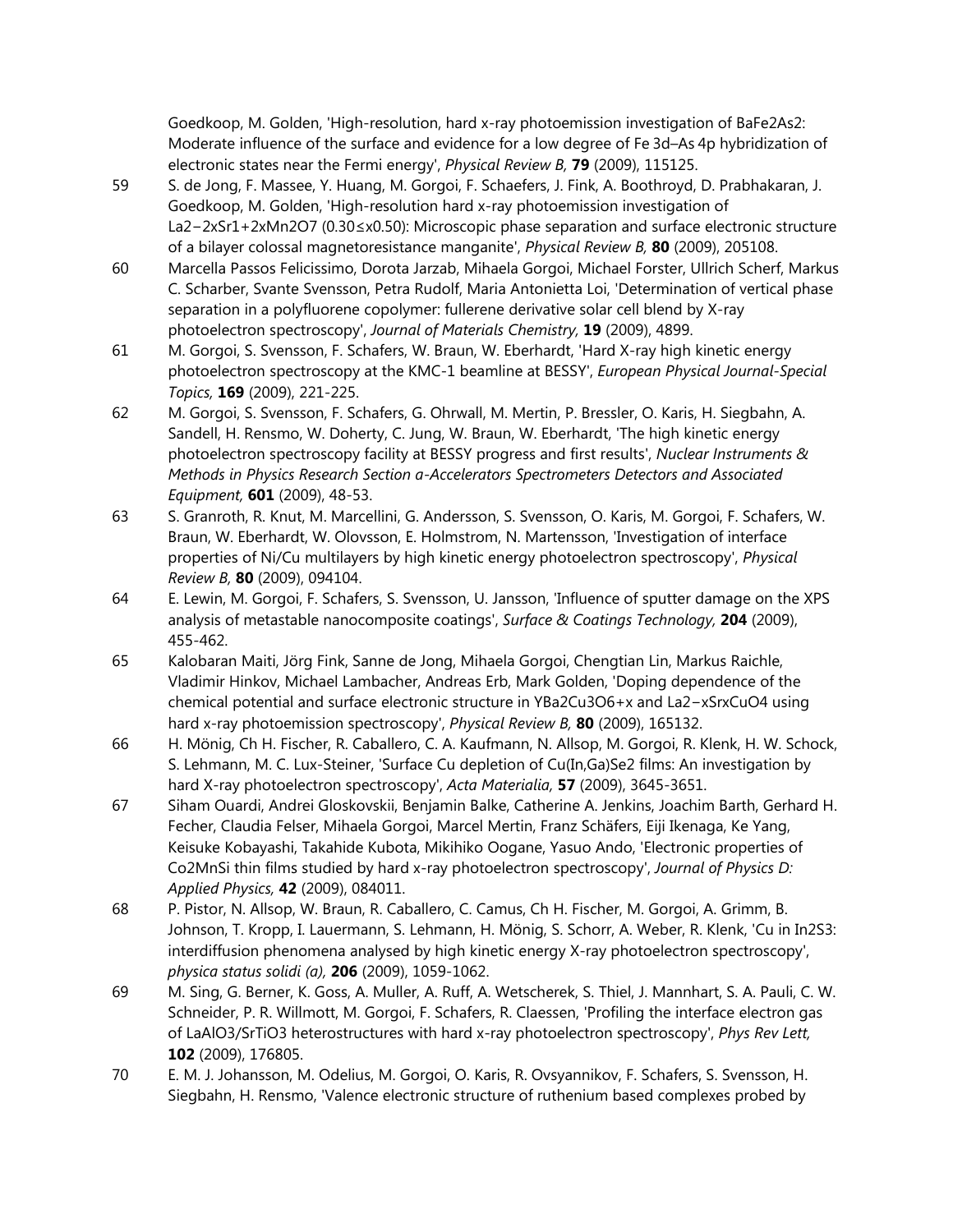Goedkoop, M. Golden, 'High-resolution, hard x-ray photoemission investigation of $BaFe_2As_2$: Moderate influence of the surface and evidence for a low degree of Fe 3d–As 4p hybridization of electronic states near the Fermi energy', *Physical Review B,* **79** (2009), 115125.

59 S. de Jong, F. Massee, Y. Huang, M. Gorgoi, F. Schaefers, J. Fink, A. Boothroyd, D. Prabhakaran, J. Goedkoop, M. Golden, 'High-resolution hard x-ray photoemission investigation of $La_{2-2x}Sr_{1+2x}Mn_2O_7$ ($0.30 \leq x 0.50$): Microscopic phase separation and surface electronic structure of a bilayer colossal magnetoresistance manganite', *Physical Review B,* **80** (2009), 205108.

60 Marcella Passos Felicissimo, Dorota Jarzab, Mihaela Gorgoi, Michael Forster, Ullrich Scherf, Markus C. Scharber, Svante Svensson, Petra Rudolf, Maria Antonietta Loi, 'Determination of vertical phase separation in a polyfluorene copolymer: fullerene derivative solar cell blend by X-ray photoelectron spectroscopy', *Journal of Materials Chemistry,* **19** (2009), 4899.

61 M. Gorgoi, S. Svensson, F. Schafers, W. Braun, W. Eberhardt, 'Hard X-ray high kinetic energy photoelectron spectroscopy at the KMC-1 beamline at BESSY', *European Physical Journal-Special Topics,* **169** (2009), 221-225.

62 M. Gorgoi, S. Svensson, F. Schafers, G. Ohrwall, M. Mertin, P. Bressler, O. Karis, H. Siegbahn, A. Sandell, H. Rensmo, W. Doherty, C. Jung, W. Braun, W. Eberhardt, 'The high kinetic energy photoelectron spectroscopy facility at BESSY progress and first results', *Nuclear Instruments & Methods in Physics Research Section a-Accelerators Spectrometers Detectors and Associated Equipment,* **601** (2009), 48-53.

63 S. Granroth, R. Knut, M. Marcellini, G. Andersson, S. Svensson, O. Karis, M. Gorgoi, F. Schafers, W. Braun, W. Eberhardt, W. Olovsson, E. Holmstrom, N. Martensson, 'Investigation of interface properties of Ni/Cu multilayers by high kinetic energy photoelectron spectroscopy', *Physical Review B,* **80** (2009), 094104.

64 E. Lewin, M. Gorgoi, F. Schafers, S. Svensson, U. Jansson, 'Influence of sputter damage on the XPS analysis of metastable nanocomposite coatings', *Surface & Coatings Technology,* **204** (2009), 455-462.

65 Kalobaran Maiti, Jörg Fink, Sanne de Jong, Mihaela Gorgoi, Chengtian Lin, Markus Raichle, Vladimir Hinkov, Michael Lambacher, Andreas Erb, Mark Golden, 'Doping dependence of the chemical potential and surface electronic structure in $YBa_2Cu_3O_{6+x}$ and $La_{2-x}Sr_xCuO_4$ using hard x-ray photoemission spectroscopy', *Physical Review B,* **80** (2009), 165132.

66 H. Mönig, Ch H. Fischer, R. Caballero, C. A. Kaufmann, N. Allsop, M. Gorgoi, R. Klenk, H. W. Schock, S. Lehmann, M. C. Lux-Steiner, 'Surface Cu depletion of $Cu(In,Ga)Se_2$ films: An investigation by hard X-ray photoelectron spectroscopy', *Acta Materialia,* **57** (2009), 3645-3651.

67 Siham Ouardi, Andrei Gloskovskii, Benjamin Balke, Catherine A. Jenkins, Joachim Barth, Gerhard H. Fecher, Claudia Felser, Mihaela Gorgoi, Marcel Mertin, Franz Schäfers, Eiji Ikenaga, Ke Yang, Keisuke Kobayashi, Takahide Kubota, Mikihiko Oogane, Yasuo Ando, 'Electronic properties of $Co_2MnSi$ thin films studied by hard x-ray photoelectron spectroscopy', *Journal of Physics D: Applied Physics,* **42** (2009), 084011.

68 P. Pistor, N. Allsop, W. Braun, R. Caballero, C. Camus, Ch H. Fischer, M. Gorgoi, A. Grimm, B. Johnson, T. Kropp, I. Lauermann, S. Lehmann, H. Mönig, S. Schorr, A. Weber, R. Klenk, 'Cu in $In_2S_3$: interdiffusion phenomena analysed by high kinetic energy X-ray photoelectron spectroscopy', *physica status solidi (a),* **206** (2009), 1059-1062.

69 M. Sing, G. Berner, K. Goss, A. Muller, A. Ruff, A. Wetscherek, S. Thiel, J. Mannhart, S. A. Pauli, C. W. Schneider, P. R. Willmott, M. Gorgoi, F. Schafers, R. Claessen, 'Profiling the interface electron gas of $LaAlO_3/SrTiO_3$ heterostructures with hard x-ray photoelectron spectroscopy', *Phys Rev Lett,* **102** (2009), 176805.

70 E. M. J. Johansson, M. Odelius, M. Gorgoi, O. Karis, R. Ovsyannikov, F. Schafers, S. Svensson, H. Siegbahn, H. Rensmo, 'Valence electronic structure of ruthenium based complexes probed by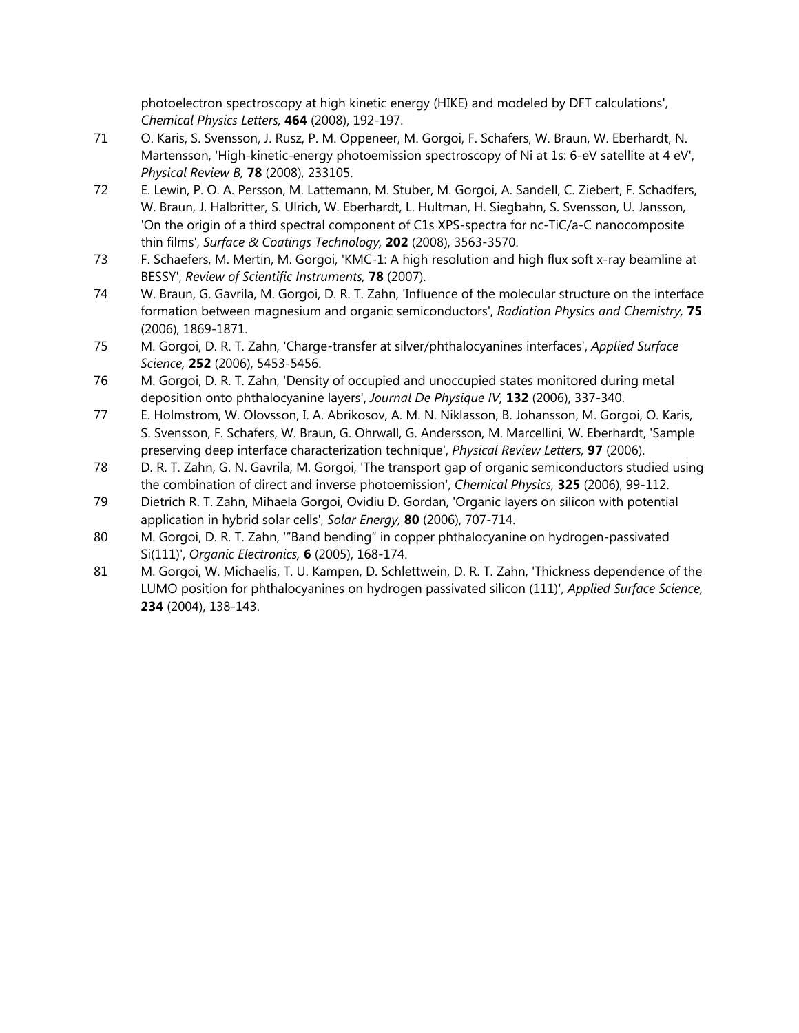photoelectron spectroscopy at high kinetic energy (HIKE) and modeled by DFT calculations', *Chemical Physics Letters,* **464** (2008), 192-197.

71 O. Karis, S. Svensson, J. Rusz, P. M. Oppeneer, M. Gorgoi, F. Schafers, W. Braun, W. Eberhardt, N. Martensson, 'High-kinetic-energy photoemission spectroscopy of Ni at 1s: 6-eV satellite at 4 eV', *Physical Review B,* **78** (2008), 233105.

72 E. Lewin, P. O. A. Persson, M. Lattemann, M. Stuber, M. Gorgoi, A. Sandell, C. Ziebert, F. Schadfers, W. Braun, J. Halbritter, S. Ulrich, W. Eberhardt, L. Hultman, H. Siegbahn, S. Svensson, U. Jansson, 'On the origin of a third spectral component of C1s XPS-spectra for nc-TiC/a-C nanocomposite thin films', *Surface & Coatings Technology,* **202** (2008), 3563-3570.

73 F. Schaefers, M. Mertin, M. Gorgoi, 'KMC-1: A high resolution and high flux soft x-ray beamline at BESSY', *Review of Scientific Instruments,* **78** (2007).

74 W. Braun, G. Gavrila, M. Gorgoi, D. R. T. Zahn, 'Influence of the molecular structure on the interface formation between magnesium and organic semiconductors', *Radiation Physics and Chemistry,* **75** (2006), 1869-1871.

75 M. Gorgoi, D. R. T. Zahn, 'Charge-transfer at silver/phthalocyanines interfaces', *Applied Surface Science,* **252** (2006), 5453-5456.

76 M. Gorgoi, D. R. T. Zahn, 'Density of occupied and unoccupied states monitored during metal deposition onto phthalocyanine layers', *Journal De Physique IV,* **132** (2006), 337-340.

77 E. Holmstrom, W. Olovsson, I. A. Abrikosov, A. M. N. Niklasson, B. Johansson, M. Gorgoi, O. Karis, S. Svensson, F. Schafers, W. Braun, G. Ohrwall, G. Andersson, M. Marcellini, W. Eberhardt, 'Sample preserving deep interface characterization technique', *Physical Review Letters,* **97** (2006).

78 D. R. T. Zahn, G. N. Gavrila, M. Gorgoi, 'The transport gap of organic semiconductors studied using the combination of direct and inverse photoemission', *Chemical Physics,* **325** (2006), 99-112.

79 Dietrich R. T. Zahn, Mihaela Gorgoi, Ovidiu D. Gordan, 'Organic layers on silicon with potential application in hybrid solar cells', *Solar Energy,* **80** (2006), 707-714.

80 M. Gorgoi, D. R. T. Zahn, '"Band bending" in copper phthalocyanine on hydrogen-passivated Si(111)', *Organic Electronics,* **6** (2005), 168-174.

81 M. Gorgoi, W. Michaelis, T. U. Kampen, D. Schlettwein, D. R. T. Zahn, 'Thickness dependence of the LUMO position for phthalocyanines on hydrogen passivated silicon (111)', *Applied Surface Science,* **234** (2004), 138-143.